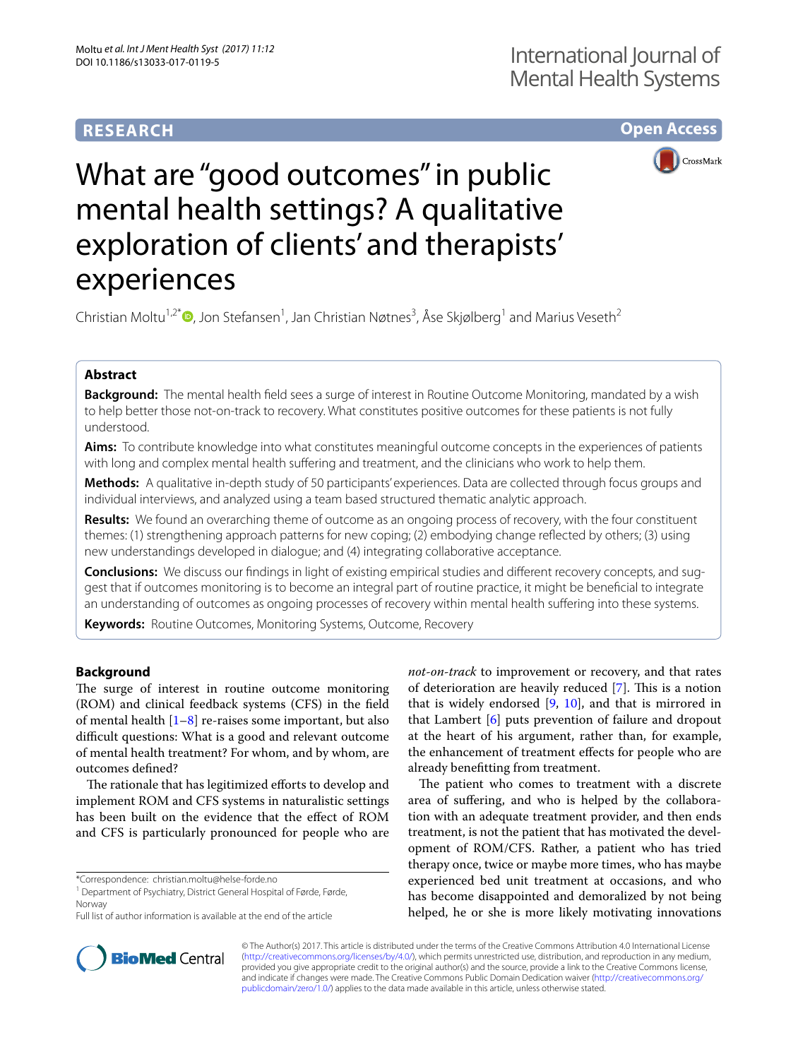RESEARCH

Open Access

# What are "good outcomes" in public mental health settings? A qualitative exploration of clients' and therapists' experiences

Christian Moltu[1,2*], Jon Stefansen[1], Jan Christian Nøtnes[3], Åse Skjølberg[1] and Marius Veseth[2]

## Abstract

**Background:** The mental health field sees a surge of interest in Routine Outcome Monitoring, mandated by a wish to help better those not-on-track to recovery. What constitutes positive outcomes for these patients is not fully understood.

**Aims:** To contribute knowledge into what constitutes meaningful outcome concepts in the experiences of patients with long and complex mental health suffering and treatment, and the clinicians who work to help them.

**Methods:** A qualitative in-depth study of 50 participants' experiences. Data are collected through focus groups and individual interviews, and analyzed using a team based structured thematic analytic approach.

**Results:** We found an overarching theme of outcome as an ongoing process of recovery, with the four constituent themes: (1) strengthening approach patterns for new coping; (2) embodying change reflected by others; (3) using new understandings developed in dialogue; and (4) integrating collaborative acceptance.

**Conclusions:** We discuss our findings in light of existing empirical studies and different recovery concepts, and suggest that if outcomes monitoring is to become an integral part of routine practice, it might be beneficial to integrate an understanding of outcomes as ongoing processes of recovery within mental health suffering into these systems.

**Keywords:** Routine Outcomes, Monitoring Systems, Outcome, Recovery

## Background

The surge of interest in routine outcome monitoring (ROM) and clinical feedback systems (CFS) in the field of mental health [1–8] re-raises some important, but also difficult questions: What is a good and relevant outcome of mental health treatment? For whom, and by whom, are outcomes defined?

The rationale that has legitimized efforts to develop and implement ROM and CFS systems in naturalistic settings has been built on the evidence that the effect of ROM and CFS is particularly pronounced for people who are *not-on-track* to improvement or recovery, and that rates of deterioration are heavily reduced [7]. This is a notion that is widely endorsed [9, 10], and that is mirrored in that Lambert [6] puts prevention of failure and dropout at the heart of his argument, rather than, for example, the enhancement of treatment effects for people who are already benefitting from treatment.

The patient who comes to treatment with a discrete area of suffering, and who is helped by the collaboration with an adequate treatment provider, and then ends treatment, is not the patient that has motivated the development of ROM/CFS. Rather, a patient who has tried therapy once, twice or maybe more times, who has maybe experienced bed unit treatment at occasions, and who has become disappointed and demoralized by not being helped, he or she is more likely motivating innovations

*Correspondence: christian.moltu@helse-forde.no
[1] Department of Psychiatry, District General Hospital of Førde, Førde, Norway
Full list of author information is available at the end of the article

© The Author(s) 2017. This article is distributed under the terms of the Creative Commons Attribution 4.0 International License (http://creativecommons.org/licenses/by/4.0/), which permits unrestricted use, distribution, and reproduction in any medium, provided you give appropriate credit to the original author(s) and the source, provide a link to the Creative Commons license, and indicate if changes were made. The Creative Commons Public Domain Dedication waiver (http://creativecommons.org/publicdomain/zero/1.0/) applies to the data made available in this article, unless otherwise stated.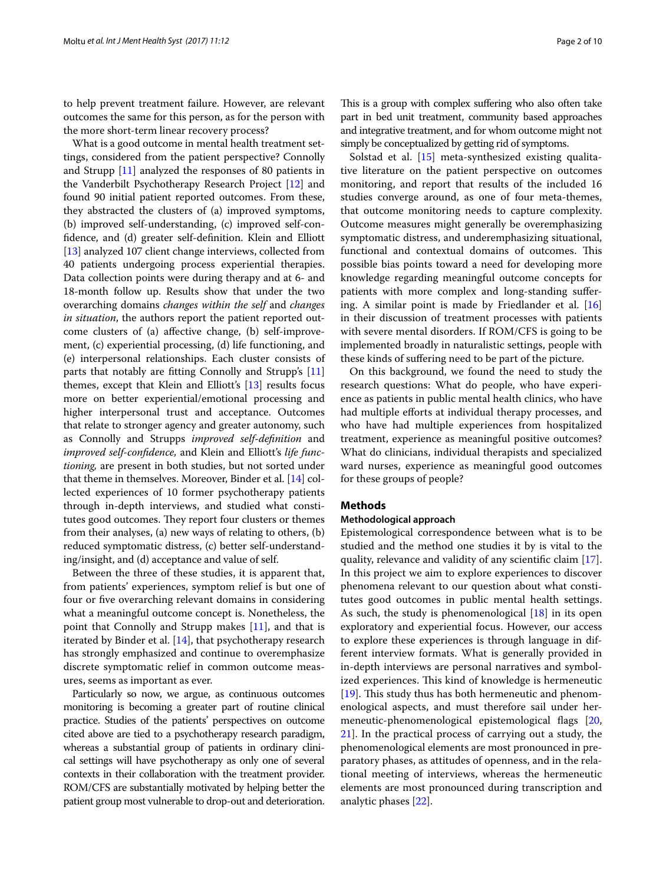to help prevent treatment failure. However, are relevant outcomes the same for this person, as for the person with the more short-term linear recovery process?

What is a good outcome in mental health treatment settings, considered from the patient perspective? Connolly and Strupp [11] analyzed the responses of 80 patients in the Vanderbilt Psychotherapy Research Project [12] and found 90 initial patient reported outcomes. From these, they abstracted the clusters of (a) improved symptoms, (b) improved self-understanding, (c) improved self-confidence, and (d) greater self-definition. Klein and Elliott [13] analyzed 107 client change interviews, collected from 40 patients undergoing process experiential therapies. Data collection points were during therapy and at 6- and 18-month follow up. Results show that under the two overarching domains *changes within the self* and *changes in situation*, the authors report the patient reported outcome clusters of (a) affective change, (b) self-improvement, (c) experiential processing, (d) life functioning, and (e) interpersonal relationships. Each cluster consists of parts that notably are fitting Connolly and Strupp's [11] themes, except that Klein and Elliott's [13] results focus more on better experiential/emotional processing and higher interpersonal trust and acceptance. Outcomes that relate to stronger agency and greater autonomy, such as Connolly and Strupps *improved self-definition* and *improved self-confidence,* and Klein and Elliott's *life functioning,* are present in both studies, but not sorted under that theme in themselves. Moreover, Binder et al. [14] collected experiences of 10 former psychotherapy patients through in-depth interviews, and studied what constitutes good outcomes. They report four clusters or themes from their analyses, (a) new ways of relating to others, (b) reduced symptomatic distress, (c) better self-understanding/insight, and (d) acceptance and value of self.

Between the three of these studies, it is apparent that, from patients' experiences, symptom relief is but one of four or five overarching relevant domains in considering what a meaningful outcome concept is. Nonetheless, the point that Connolly and Strupp makes [11], and that is iterated by Binder et al. [14], that psychotherapy research has strongly emphasized and continue to overemphasize discrete symptomatic relief in common outcome measures, seems as important as ever.

Particularly so now, we argue, as continuous outcomes monitoring is becoming a greater part of routine clinical practice. Studies of the patients' perspectives on outcome cited above are tied to a psychotherapy research paradigm, whereas a substantial group of patients in ordinary clinical settings will have psychotherapy as only one of several contexts in their collaboration with the treatment provider. ROM/CFS are substantially motivated by helping better the patient group most vulnerable to drop-out and deterioration. This is a group with complex suffering who also often take part in bed unit treatment, community based approaches and integrative treatment, and for whom outcome might not simply be conceptualized by getting rid of symptoms.

Solstad et al. [15] meta-synthesized existing qualitative literature on the patient perspective on outcomes monitoring, and report that results of the included 16 studies converge around, as one of four meta-themes, that outcome monitoring needs to capture complexity. Outcome measures might generally be overemphasizing symptomatic distress, and underemphasizing situational, functional and contextual domains of outcomes. This possible bias points toward a need for developing more knowledge regarding meaningful outcome concepts for patients with more complex and long-standing suffering. A similar point is made by Friedlander et al. [16] in their discussion of treatment processes with patients with severe mental disorders. If ROM/CFS is going to be implemented broadly in naturalistic settings, people with these kinds of suffering need to be part of the picture.

On this background, we found the need to study the research questions: What do people, who have experience as patients in public mental health clinics, who have had multiple efforts at individual therapy processes, and who have had multiple experiences from hospitalized treatment, experience as meaningful positive outcomes? What do clinicians, individual therapists and specialized ward nurses, experience as meaningful good outcomes for these groups of people?

## Methods

### Methodological approach

Epistemological correspondence between what is to be studied and the method one studies it by is vital to the quality, relevance and validity of any scientific claim [17]. In this project we aim to explore experiences to discover phenomena relevant to our question about what constitutes good outcomes in public mental health settings. As such, the study is phenomenological [18] in its open exploratory and experiential focus. However, our access to explore these experiences is through language in different interview formats. What is generally provided in in-depth interviews are personal narratives and symbolized experiences. This kind of knowledge is hermeneutic [19]. This study thus has both hermeneutic and phenomenological aspects, and must therefore sail under hermeneutic-phenomenological epistemological flags [20, 21]. In the practical process of carrying out a study, the phenomenological elements are most pronounced in preparatory phases, as attitudes of openness, and in the relational meeting of interviews, whereas the hermeneutic elements are most pronounced during transcription and analytic phases [22].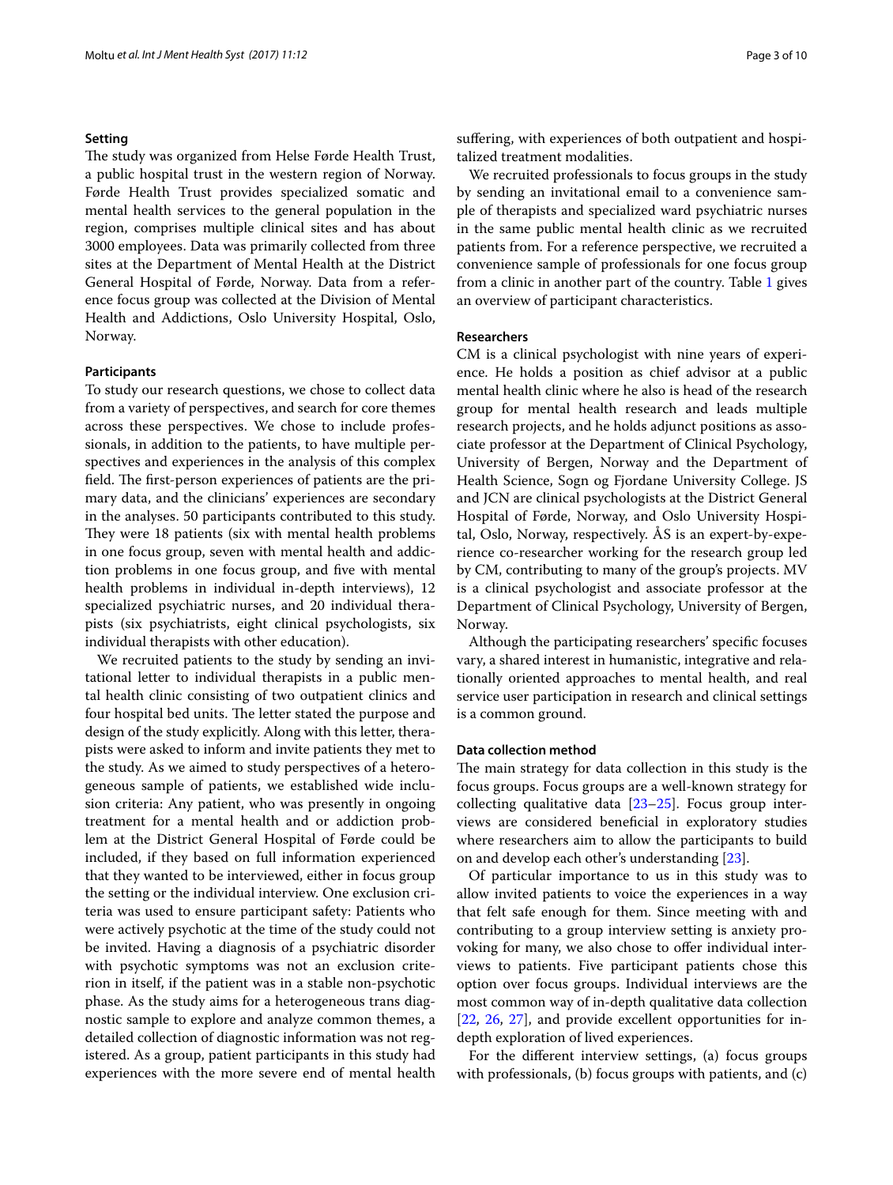### Setting

The study was organized from Helse Førde Health Trust, a public hospital trust in the western region of Norway. Førde Health Trust provides specialized somatic and mental health services to the general population in the region, comprises multiple clinical sites and has about 3000 employees. Data was primarily collected from three sites at the Department of Mental Health at the District General Hospital of Førde, Norway. Data from a reference focus group was collected at the Division of Mental Health and Addictions, Oslo University Hospital, Oslo, Norway.

### Participants

To study our research questions, we chose to collect data from a variety of perspectives, and search for core themes across these perspectives. We chose to include professionals, in addition to the patients, to have multiple perspectives and experiences in the analysis of this complex field. The first-person experiences of patients are the primary data, and the clinicians' experiences are secondary in the analyses. 50 participants contributed to this study. They were 18 patients (six with mental health problems in one focus group, seven with mental health and addiction problems in one focus group, and five with mental health problems in individual in-depth interviews), 12 specialized psychiatric nurses, and 20 individual therapists (six psychiatrists, eight clinical psychologists, six individual therapists with other education).

We recruited patients to the study by sending an invitational letter to individual therapists in a public mental health clinic consisting of two outpatient clinics and four hospital bed units. The letter stated the purpose and design of the study explicitly. Along with this letter, therapists were asked to inform and invite patients they met to the study. As we aimed to study perspectives of a heterogeneous sample of patients, we established wide inclusion criteria: Any patient, who was presently in ongoing treatment for a mental health and or addiction problem at the District General Hospital of Førde could be included, if they based on full information experienced that they wanted to be interviewed, either in focus group the setting or the individual interview. One exclusion criteria was used to ensure participant safety: Patients who were actively psychotic at the time of the study could not be invited. Having a diagnosis of a psychiatric disorder with psychotic symptoms was not an exclusion criterion in itself, if the patient was in a stable non-psychotic phase. As the study aims for a heterogeneous trans diagnostic sample to explore and analyze common themes, a detailed collection of diagnostic information was not registered. As a group, patient participants in this study had experiences with the more severe end of mental health suffering, with experiences of both outpatient and hospitalized treatment modalities.

We recruited professionals to focus groups in the study by sending an invitational email to a convenience sample of therapists and specialized ward psychiatric nurses in the same public mental health clinic as we recruited patients from. For a reference perspective, we recruited a convenience sample of professionals for one focus group from a clinic in another part of the country. Table 1 gives an overview of participant characteristics.

### Researchers

CM is a clinical psychologist with nine years of experience. He holds a position as chief advisor at a public mental health clinic where he also is head of the research group for mental health research and leads multiple research projects, and he holds adjunct positions as associate professor at the Department of Clinical Psychology, University of Bergen, Norway and the Department of Health Science, Sogn og Fjordane University College. JS and JCN are clinical psychologists at the District General Hospital of Førde, Norway, and Oslo University Hospital, Oslo, Norway, respectively. ÅS is an expert-by-experience co-researcher working for the research group led by CM, contributing to many of the group's projects. MV is a clinical psychologist and associate professor at the Department of Clinical Psychology, University of Bergen, Norway.

Although the participating researchers' specific focuses vary, a shared interest in humanistic, integrative and relationally oriented approaches to mental health, and real service user participation in research and clinical settings is a common ground.

### Data collection method

The main strategy for data collection in this study is the focus groups. Focus groups are a well-known strategy for collecting qualitative data [23–25]. Focus group interviews are considered beneficial in exploratory studies where researchers aim to allow the participants to build on and develop each other's understanding [23].

Of particular importance to us in this study was to allow invited patients to voice the experiences in a way that felt safe enough for them. Since meeting with and contributing to a group interview setting is anxiety provoking for many, we also chose to offer individual interviews to patients. Five participant patients chose this option over focus groups. Individual interviews are the most common way of in-depth qualitative data collection [22, 26, 27], and provide excellent opportunities for in-depth exploration of lived experiences.

For the different interview settings, (a) focus groups with professionals, (b) focus groups with patients, and (c)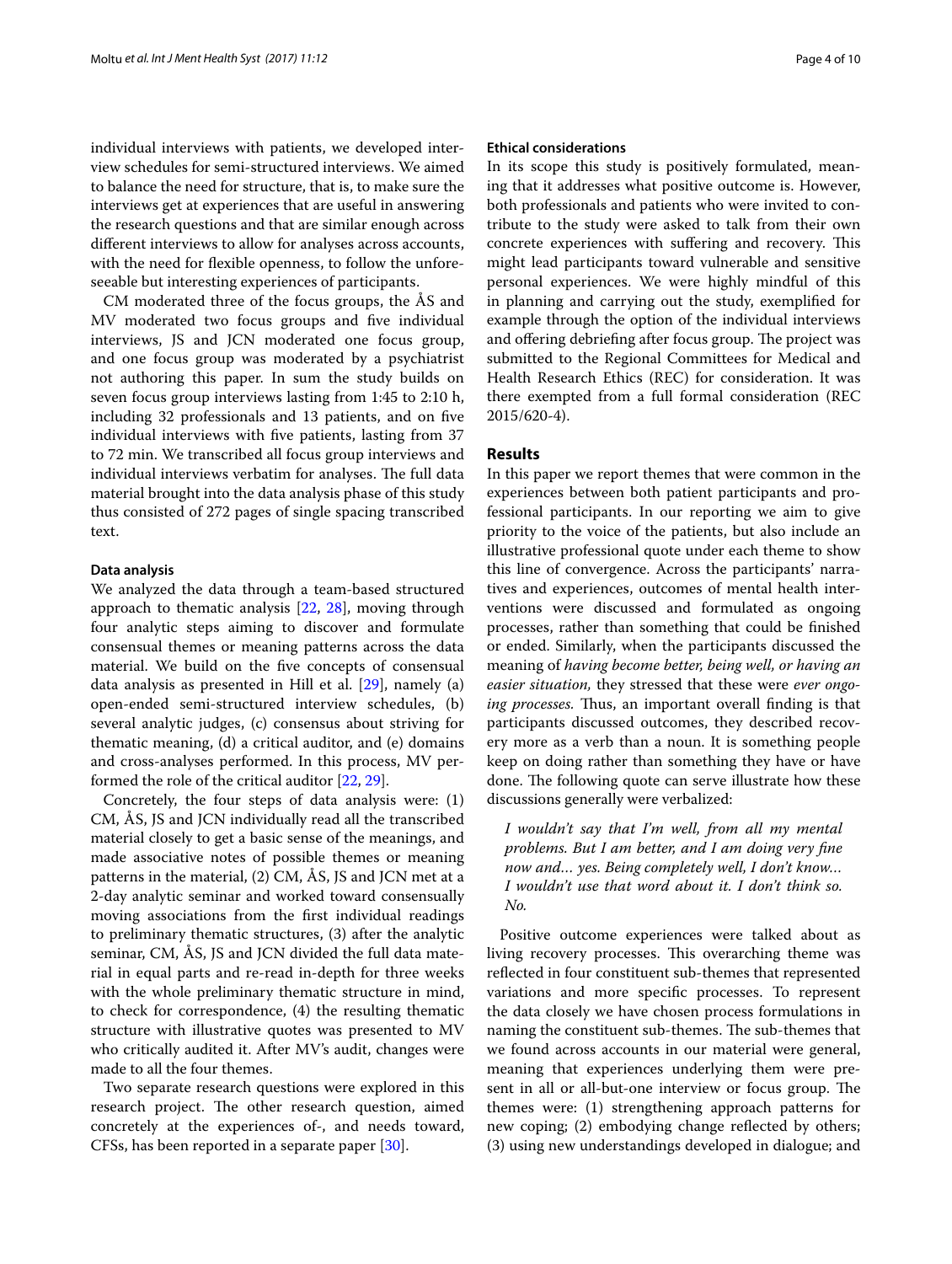individual interviews with patients, we developed interview schedules for semi-structured interviews. We aimed to balance the need for structure, that is, to make sure the interviews get at experiences that are useful in answering the research questions and that are similar enough across different interviews to allow for analyses across accounts, with the need for flexible openness, to follow the unforeseeable but interesting experiences of participants.

CM moderated three of the focus groups, the ÅS and MV moderated two focus groups and five individual interviews, JS and JCN moderated one focus group, and one focus group was moderated by a psychiatrist not authoring this paper. In sum the study builds on seven focus group interviews lasting from 1:45 to 2:10 h, including 32 professionals and 13 patients, and on five individual interviews with five patients, lasting from 37 to 72 min. We transcribed all focus group interviews and individual interviews verbatim for analyses. The full data material brought into the data analysis phase of this study thus consisted of 272 pages of single spacing transcribed text.

#### Data analysis

We analyzed the data through a team-based structured approach to thematic analysis [22, 28], moving through four analytic steps aiming to discover and formulate consensual themes or meaning patterns across the data material. We build on the five concepts of consensual data analysis as presented in Hill et al. [29], namely (a) open-ended semi-structured interview schedules, (b) several analytic judges, (c) consensus about striving for thematic meaning, (d) a critical auditor, and (e) domains and cross-analyses performed. In this process, MV performed the role of the critical auditor [22, 29].

Concretely, the four steps of data analysis were: (1) CM, ÅS, JS and JCN individually read all the transcribed material closely to get a basic sense of the meanings, and made associative notes of possible themes or meaning patterns in the material, (2) CM, ÅS, JS and JCN met at a 2-day analytic seminar and worked toward consensually moving associations from the first individual readings to preliminary thematic structures, (3) after the analytic seminar, CM, ÅS, JS and JCN divided the full data material in equal parts and re-read in-depth for three weeks with the whole preliminary thematic structure in mind, to check for correspondence, (4) the resulting thematic structure with illustrative quotes was presented to MV who critically audited it. After MV's audit, changes were made to all the four themes.

Two separate research questions were explored in this research project. The other research question, aimed concretely at the experiences of-, and needs toward, CFSs, has been reported in a separate paper [30].

#### Ethical considerations

In its scope this study is positively formulated, meaning that it addresses what positive outcome is. However, both professionals and patients who were invited to contribute to the study were asked to talk from their own concrete experiences with suffering and recovery. This might lead participants toward vulnerable and sensitive personal experiences. We were highly mindful of this in planning and carrying out the study, exemplified for example through the option of the individual interviews and offering debriefing after focus group. The project was submitted to the Regional Committees for Medical and Health Research Ethics (REC) for consideration. It was there exempted from a full formal consideration (REC 2015/620-4).

## Results

In this paper we report themes that were common in the experiences between both patient participants and professional participants. In our reporting we aim to give priority to the voice of the patients, but also include an illustrative professional quote under each theme to show this line of convergence. Across the participants' narratives and experiences, outcomes of mental health interventions were discussed and formulated as ongoing processes, rather than something that could be finished or ended. Similarly, when the participants discussed the meaning of *having become better, being well, or having an easier situation,* they stressed that these were *ever ongoing processes.* Thus, an important overall finding is that participants discussed outcomes, they described recovery more as a verb than a noun. It is something people keep on doing rather than something they have or have done. The following quote can serve illustrate how these discussions generally were verbalized:

> *I wouldn't say that I'm well, from all my mental problems. But I am better, and I am doing very fine now and… yes. Being completely well, I don't know… I wouldn't use that word about it. I don't think so. No.*

Positive outcome experiences were talked about as living recovery processes. This overarching theme was reflected in four constituent sub-themes that represented variations and more specific processes. To represent the data closely we have chosen process formulations in naming the constituent sub-themes. The sub-themes that we found across accounts in our material were general, meaning that experiences underlying them were present in all or all-but-one interview or focus group. The themes were: (1) strengthening approach patterns for new coping; (2) embodying change reflected by others; (3) using new understandings developed in dialogue; and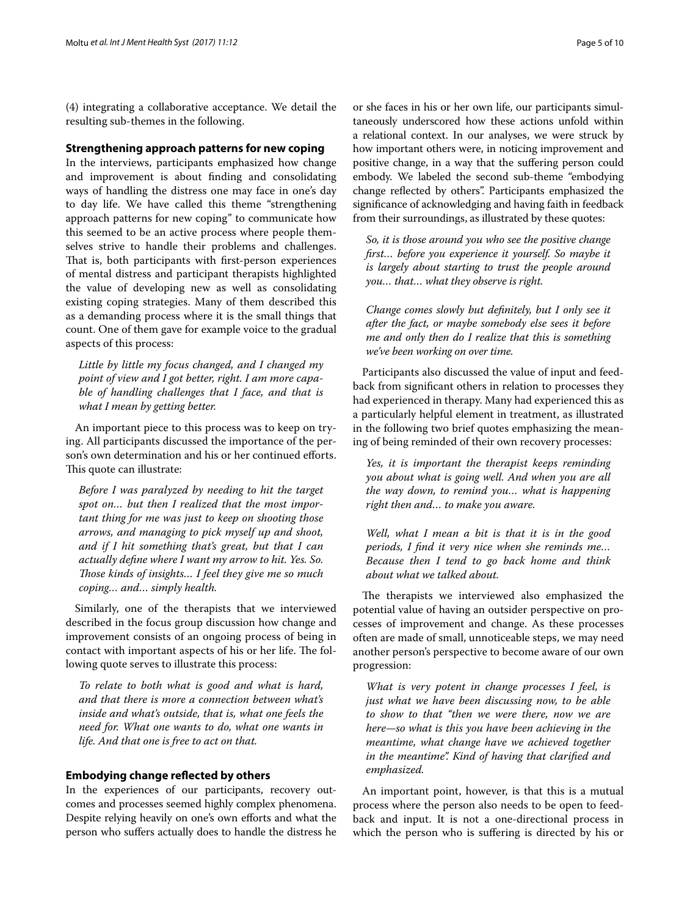(4) integrating a collaborative acceptance. We detail the resulting sub-themes in the following.

## Strengthening approach patterns for new coping

In the interviews, participants emphasized how change and improvement is about finding and consolidating ways of handling the distress one may face in one's day to day life. We have called this theme "strengthening approach patterns for new coping" to communicate how this seemed to be an active process where people themselves strive to handle their problems and challenges. That is, both participants with first-person experiences of mental distress and participant therapists highlighted the value of developing new as well as consolidating existing coping strategies. Many of them described this as a demanding process where it is the small things that count. One of them gave for example voice to the gradual aspects of this process:

> *Little by little my focus changed, and I changed my point of view and I got better, right. I am more capable of handling challenges that I face, and that is what I mean by getting better.*

An important piece to this process was to keep on trying. All participants discussed the importance of the person's own determination and his or her continued efforts. This quote can illustrate:

> *Before I was paralyzed by needing to hit the target spot on… but then I realized that the most important thing for me was just to keep on shooting those arrows, and managing to pick myself up and shoot, and if I hit something that's great, but that I can actually define where I want my arrow to hit. Yes. So. Those kinds of insights… I feel they give me so much coping… and… simply health.*

Similarly, one of the therapists that we interviewed described in the focus group discussion how change and improvement consists of an ongoing process of being in contact with important aspects of his or her life. The following quote serves to illustrate this process:

> *To relate to both what is good and what is hard, and that there is more a connection between what's inside and what's outside, that is, what one feels the need for. What one wants to do, what one wants in life. And that one is free to act on that.*

## Embodying change reflected by others

In the experiences of our participants, recovery outcomes and processes seemed highly complex phenomena. Despite relying heavily on one's own efforts and what the person who suffers actually does to handle the distress he or she faces in his or her own life, our participants simultaneously underscored how these actions unfold within a relational context. In our analyses, we were struck by how important others were, in noticing improvement and positive change, in a way that the suffering person could embody. We labeled the second sub-theme "embodying change reflected by others". Participants emphasized the significance of acknowledging and having faith in feedback from their surroundings, as illustrated by these quotes:

> *So, it is those around you who see the positive change first… before you experience it yourself. So maybe it is largely about starting to trust the people around you… that… what they observe is right.*

> *Change comes slowly but definitely, but I only see it after the fact, or maybe somebody else sees it before me and only then do I realize that this is something we've been working on over time.*

Participants also discussed the value of input and feedback from significant others in relation to processes they had experienced in therapy. Many had experienced this as a particularly helpful element in treatment, as illustrated in the following two brief quotes emphasizing the meaning of being reminded of their own recovery processes:

> *Yes, it is important the therapist keeps reminding you about what is going well. And when you are all the way down, to remind you… what is happening right then and… to make you aware.*

> *Well, what I mean a bit is that it is in the good periods, I find it very nice when she reminds me… Because then I tend to go back home and think about what we talked about.*

The therapists we interviewed also emphasized the potential value of having an outsider perspective on processes of improvement and change. As these processes often are made of small, unnoticeable steps, we may need another person's perspective to become aware of our own progression:

> *What is very potent in change processes I feel, is just what we have been discussing now, to be able to show to that "then we were there, now we are here—so what is this you have been achieving in the meantime, what change have we achieved together in the meantime". Kind of having that clarified and emphasized.*

An important point, however, is that this is a mutual process where the person also needs to be open to feedback and input. It is not a one-directional process in which the person who is suffering is directed by his or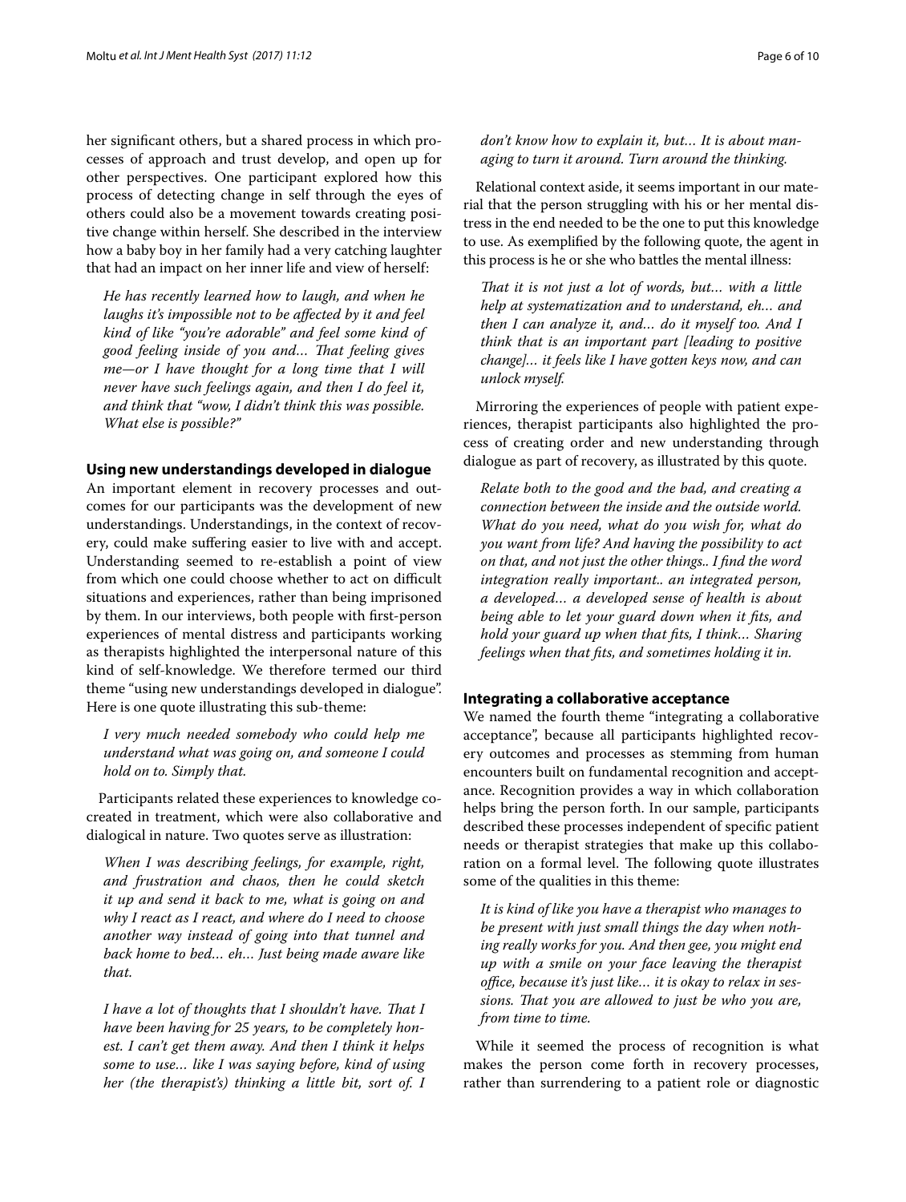her significant others, but a shared process in which processes of approach and trust develop, and open up for other perspectives. One participant explored how this process of detecting change in self through the eyes of others could also be a movement towards creating positive change within herself. She described in the interview how a baby boy in her family had a very catching laughter that had an impact on her inner life and view of herself:

> *He has recently learned how to laugh, and when he laughs it's impossible not to be affected by it and feel kind of like "you're adorable" and feel some kind of good feeling inside of you and… That feeling gives me—or I have thought for a long time that I will never have such feelings again, and then I do feel it, and think that "wow, I didn't think this was possible. What else is possible?"*

### Using new understandings developed in dialogue

An important element in recovery processes and outcomes for our participants was the development of new understandings. Understandings, in the context of recovery, could make suffering easier to live with and accept. Understanding seemed to re-establish a point of view from which one could choose whether to act on difficult situations and experiences, rather than being imprisoned by them. In our interviews, both people with first-person experiences of mental distress and participants working as therapists highlighted the interpersonal nature of this kind of self-knowledge. We therefore termed our third theme "using new understandings developed in dialogue". Here is one quote illustrating this sub-theme:

> *I very much needed somebody who could help me understand what was going on, and someone I could hold on to. Simply that.*

Participants related these experiences to knowledge co-created in treatment, which were also collaborative and dialogical in nature. Two quotes serve as illustration:

> *When I was describing feelings, for example, right, and frustration and chaos, then he could sketch it up and send it back to me, what is going on and why I react as I react, and where do I need to choose another way instead of going into that tunnel and back home to bed… eh… Just being made aware like that.*

> *I have a lot of thoughts that I shouldn't have. That I have been having for 25 years, to be completely honest. I can't get them away. And then I think it helps some to use… like I was saying before, kind of using her (the therapist's) thinking a little bit, sort of. I don't know how to explain it, but… It is about managing to turn it around. Turn around the thinking.*

Relational context aside, it seems important in our material that the person struggling with his or her mental distress in the end needed to be the one to put this knowledge to use. As exemplified by the following quote, the agent in this process is he or she who battles the mental illness:

> *That it is not just a lot of words, but… with a little help at systematization and to understand, eh… and then I can analyze it, and… do it myself too. And I think that is an important part [leading to positive change]… it feels like I have gotten keys now, and can unlock myself.*

Mirroring the experiences of people with patient experiences, therapist participants also highlighted the process of creating order and new understanding through dialogue as part of recovery, as illustrated by this quote.

> *Relate both to the good and the bad, and creating a connection between the inside and the outside world. What do you need, what do you wish for, what do you want from life? And having the possibility to act on that, and not just the other things.. I find the word integration really important.. an integrated person, a developed… a developed sense of health is about being able to let your guard down when it fits, and hold your guard up when that fits, I think… Sharing feelings when that fits, and sometimes holding it in.*

### Integrating a collaborative acceptance

We named the fourth theme "integrating a collaborative acceptance", because all participants highlighted recovery outcomes and processes as stemming from human encounters built on fundamental recognition and acceptance. Recognition provides a way in which collaboration helps bring the person forth. In our sample, participants described these processes independent of specific patient needs or therapist strategies that make up this collaboration on a formal level. The following quote illustrates some of the qualities in this theme:

> *It is kind of like you have a therapist who manages to be present with just small things the day when nothing really works for you. And then gee, you might end up with a smile on your face leaving the therapist office, because it's just like… it is okay to relax in sessions. That you are allowed to just be who you are, from time to time.*

While it seemed the process of recognition is what makes the person come forth in recovery processes, rather than surrendering to a patient role or diagnostic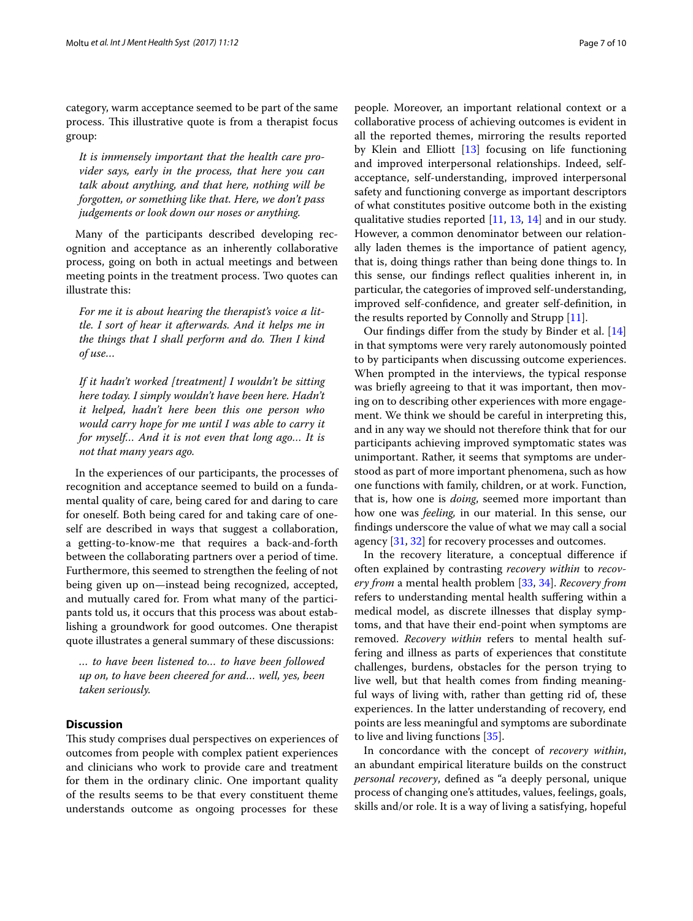category, warm acceptance seemed to be part of the same process. This illustrative quote is from a therapist focus group:

> *It is immensely important that the health care provider says, early in the process, that here you can talk about anything, and that here, nothing will be forgotten, or something like that. Here, we don't pass judgements or look down our noses or anything.*

Many of the participants described developing recognition and acceptance as an inherently collaborative process, going on both in actual meetings and between meeting points in the treatment process. Two quotes can illustrate this:

> *For me it is about hearing the therapist's voice a little. I sort of hear it afterwards. And it helps me in the things that I shall perform and do. Then I kind of use…*

> *If it hadn't worked [treatment] I wouldn't be sitting here today. I simply wouldn't have been here. Hadn't it helped, hadn't here been this one person who would carry hope for me until I was able to carry it for myself… And it is not even that long ago… It is not that many years ago.*

In the experiences of our participants, the processes of recognition and acceptance seemed to build on a fundamental quality of care, being cared for and daring to care for oneself. Both being cared for and taking care of oneself are described in ways that suggest a collaboration, a getting-to-know-me that requires a back-and-forth between the collaborating partners over a period of time. Furthermore, this seemed to strengthen the feeling of not being given up on—instead being recognized, accepted, and mutually cared for. From what many of the participants told us, it occurs that this process was about establishing a groundwork for good outcomes. One therapist quote illustrates a general summary of these discussions:

> *… to have been listened to… to have been followed up on, to have been cheered for and… well, yes, been taken seriously.*

## Discussion

This study comprises dual perspectives on experiences of outcomes from people with complex patient experiences and clinicians who work to provide care and treatment for them in the ordinary clinic. One important quality of the results seems to be that every constituent theme understands outcome as ongoing processes for these people. Moreover, an important relational context or a collaborative process of achieving outcomes is evident in all the reported themes, mirroring the results reported by Klein and Elliott [13] focusing on life functioning and improved interpersonal relationships. Indeed, self-acceptance, self-understanding, improved interpersonal safety and functioning converge as important descriptors of what constitutes positive outcome both in the existing qualitative studies reported [11, 13, 14] and in our study. However, a common denominator between our relationally laden themes is the importance of patient agency, that is, doing things rather than being done things to. In this sense, our findings reflect qualities inherent in, in particular, the categories of improved self-understanding, improved self-confidence, and greater self-definition, in the results reported by Connolly and Strupp [11].

Our findings differ from the study by Binder et al. [14] in that symptoms were very rarely autonomously pointed to by participants when discussing outcome experiences. When prompted in the interviews, the typical response was briefly agreeing to that it was important, then moving on to describing other experiences with more engagement. We think we should be careful in interpreting this, and in any way we should not therefore think that for our participants achieving improved symptomatic states was unimportant. Rather, it seems that symptoms are understood as part of more important phenomena, such as how one functions with family, children, or at work. Function, that is, how one is *doing*, seemed more important than how one was *feeling*, in our material. In this sense, our findings underscore the value of what we may call a social agency [31, 32] for recovery processes and outcomes.

In the recovery literature, a conceptual difference if often explained by contrasting *recovery within* to *recovery from* a mental health problem [33, 34]. *Recovery from* refers to understanding mental health suffering within a medical model, as discrete illnesses that display symptoms, and that have their end-point when symptoms are removed. *Recovery within* refers to mental health suffering and illness as parts of experiences that constitute challenges, burdens, obstacles for the person trying to live well, but that health comes from finding meaningful ways of living with, rather than getting rid of, these experiences. In the latter understanding of recovery, end points are less meaningful and symptoms are subordinate to live and living functions [35].

In concordance with the concept of *recovery within*, an abundant empirical literature builds on the construct *personal recovery*, defined as "a deeply personal, unique process of changing one's attitudes, values, feelings, goals, skills and/or role. It is a way of living a satisfying, hopeful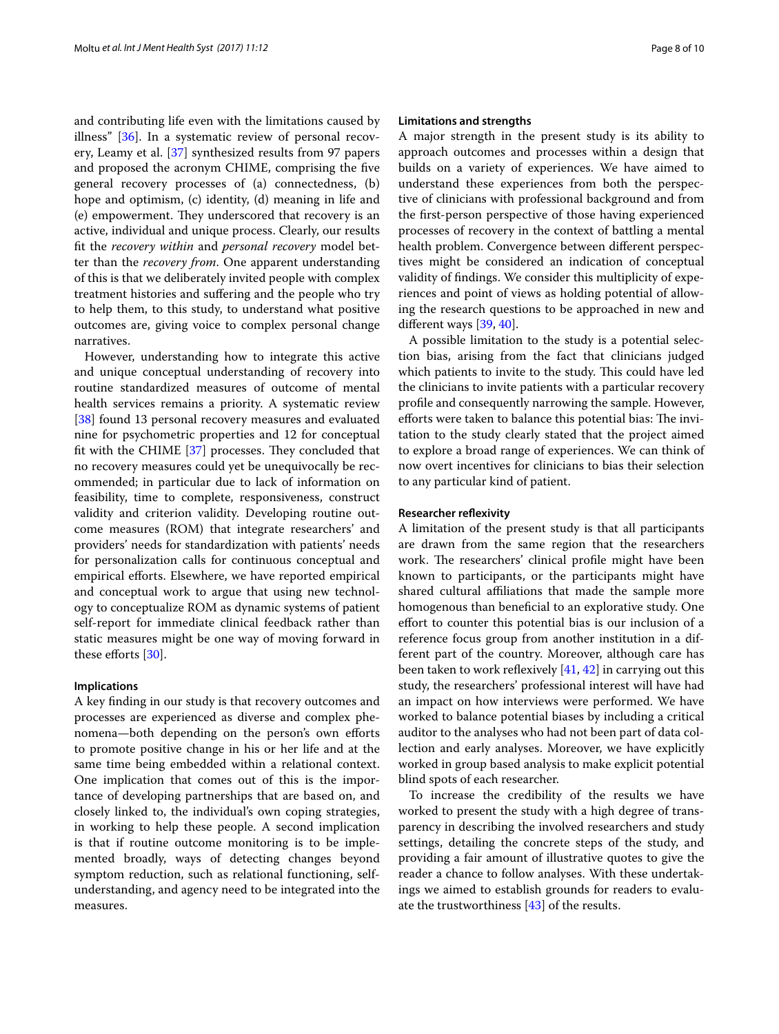and contributing life even with the limitations caused by illness" [36]. In a systematic review of personal recovery, Leamy et al. [37] synthesized results from 97 papers and proposed the acronym CHIME, comprising the five general recovery processes of (a) connectedness, (b) hope and optimism, (c) identity, (d) meaning in life and (e) empowerment. They underscored that recovery is an active, individual and unique process. Clearly, our results fit the *recovery within* and *personal recovery* model better than the *recovery from*. One apparent understanding of this is that we deliberately invited people with complex treatment histories and suffering and the people who try to help them, to this study, to understand what positive outcomes are, giving voice to complex personal change narratives.

However, understanding how to integrate this active and unique conceptual understanding of recovery into routine standardized measures of outcome of mental health services remains a priority. A systematic review [38] found 13 personal recovery measures and evaluated nine for psychometric properties and 12 for conceptual fit with the CHIME [37] processes. They concluded that no recovery measures could yet be unequivocally be recommended; in particular due to lack of information on feasibility, time to complete, responsiveness, construct validity and criterion validity. Developing routine outcome measures (ROM) that integrate researchers' and providers' needs for standardization with patients' needs for personalization calls for continuous conceptual and empirical efforts. Elsewhere, we have reported empirical and conceptual work to argue that using new technology to conceptualize ROM as dynamic systems of patient self-report for immediate clinical feedback rather than static measures might be one way of moving forward in these efforts [30].

### Implications

A key finding in our study is that recovery outcomes and processes are experienced as diverse and complex phenomena—both depending on the person's own efforts to promote positive change in his or her life and at the same time being embedded within a relational context. One implication that comes out of this is the importance of developing partnerships that are based on, and closely linked to, the individual's own coping strategies, in working to help these people. A second implication is that if routine outcome monitoring is to be implemented broadly, ways of detecting changes beyond symptom reduction, such as relational functioning, self-understanding, and agency need to be integrated into the measures.

### Limitations and strengths

A major strength in the present study is its ability to approach outcomes and processes within a design that builds on a variety of experiences. We have aimed to understand these experiences from both the perspective of clinicians with professional background and from the first-person perspective of those having experienced processes of recovery in the context of battling a mental health problem. Convergence between different perspectives might be considered an indication of conceptual validity of findings. We consider this multiplicity of experiences and point of views as holding potential of allowing the research questions to be approached in new and different ways [39, 40].

A possible limitation to the study is a potential selection bias, arising from the fact that clinicians judged which patients to invite to the study. This could have led the clinicians to invite patients with a particular recovery profile and consequently narrowing the sample. However, efforts were taken to balance this potential bias: The invitation to the study clearly stated that the project aimed to explore a broad range of experiences. We can think of now overt incentives for clinicians to bias their selection to any particular kind of patient.

### Researcher reflexivity

A limitation of the present study is that all participants are drawn from the same region that the researchers work. The researchers' clinical profile might have been known to participants, or the participants might have shared cultural affiliations that made the sample more homogenous than beneficial to an explorative study. One effort to counter this potential bias is our inclusion of a reference focus group from another institution in a different part of the country. Moreover, although care has been taken to work reflexively [41, 42] in carrying out this study, the researchers' professional interest will have had an impact on how interviews were performed. We have worked to balance potential biases by including a critical auditor to the analyses who had not been part of data collection and early analyses. Moreover, we have explicitly worked in group based analysis to make explicit potential blind spots of each researcher.

To increase the credibility of the results we have worked to present the study with a high degree of transparency in describing the involved researchers and study settings, detailing the concrete steps of the study, and providing a fair amount of illustrative quotes to give the reader a chance to follow analyses. With these undertakings we aimed to establish grounds for readers to evaluate the trustworthiness [43] of the results.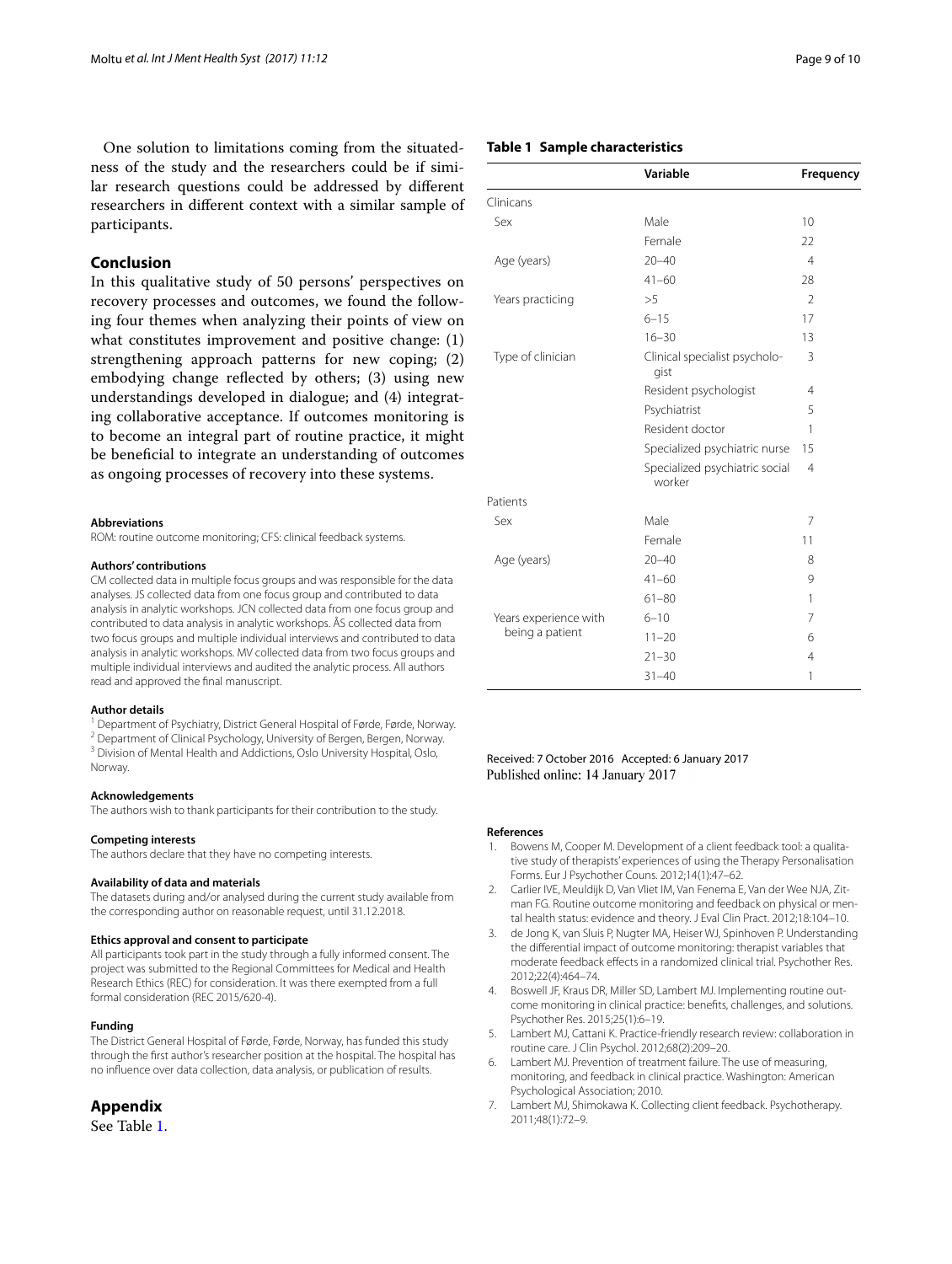One solution to limitations coming from the situatedness of the study and the researchers could be if similar research questions could be addressed by different researchers in different context with a similar sample of participants.

## Conclusion

In this qualitative study of 50 persons' perspectives on recovery processes and outcomes, we found the following four themes when analyzing their points of view on what constitutes improvement and positive change: (1) strengthening approach patterns for new coping; (2) embodying change reflected by others; (3) using new understandings developed in dialogue; and (4) integrating collaborative acceptance. If outcomes monitoring is to become an integral part of routine practice, it might be beneficial to integrate an understanding of outcomes as ongoing processes of recovery into these systems.

#### Abbreviations

ROM: routine outcome monitoring; CFS: clinical feedback systems.

#### Authors' contributions

CM collected data in multiple focus groups and was responsible for the data analyses. JS collected data from one focus group and contributed to data analysis in analytic workshops. JCN collected data from one focus group and contributed to data analysis in analytic workshops. ÅS collected data from two focus groups and multiple individual interviews and contributed to data analysis in analytic workshops. MV collected data from two focus groups and multiple individual interviews and audited the analytic process. All authors read and approved the final manuscript.

#### Author details

[1] Department of Psychiatry, District General Hospital of Førde, Førde, Norway. [2] Department of Clinical Psychology, University of Bergen, Bergen, Norway. [3] Division of Mental Health and Addictions, Oslo University Hospital, Oslo, Norway.

#### Acknowledgements

The authors wish to thank participants for their contribution to the study.

#### Competing interests

The authors declare that they have no competing interests.

#### Availability of data and materials

The datasets during and/or analysed during the current study available from the corresponding author on reasonable request, until 31.12.2018.

#### Ethics approval and consent to participate

All participants took part in the study through a fully informed consent. The project was submitted to the Regional Committees for Medical and Health Research Ethics (REC) for consideration. It was there exempted from a full formal consideration (REC 2015/620-4).

#### Funding

The District General Hospital of Førde, Førde, Norway, has funded this study through the first author's researcher position at the hospital. The hospital has no influence over data collection, data analysis, or publication of results.

## Appendix

See Table 1.

**Table 1 Sample characteristics**

| | Variable | Frequency |
|---|---|---|
| Clinicans | | |
| Sex | Male | 10 |
| | Female | 22 |
| Age (years) | 20–40 | 4 |
| | 41–60 | 28 |
| Years practicing | >5 | 2 |
| | 6–15 | 17 |
| | 16–30 | 13 |
| Type of clinician | Clinical specialist psychologist | 3 |
| | Resident psychologist | 4 |
| | Psychiatrist | 5 |
| | Resident doctor | 1 |
| | Specialized psychiatric nurse | 15 |
| | Specialized psychiatric social worker | 4 |
| Patients | | |
| Sex | Male | 7 |
| | Female | 11 |
| Age (years) | 20–40 | 8 |
| | 41–60 | 9 |
| | 61–80 | 1 |
| Years experience with being a patient | 6–10 | 7 |
| | 11–20 | 6 |
| | 21–30 | 4 |
| | 31–40 | 1 |

Received: 7 October 2016 Accepted: 6 January 2017
Published online: 14 January 2017

#### References

1. Bowens M, Cooper M. Development of a client feedback tool: a qualitative study of therapists' experiences of using the Therapy Personalisation Forms. Eur J Psychother Couns. 2012;14(1):47–62.
2. Carlier IVE, Meuldijk D, Van Vliet IM, Van Fenema E, Van der Wee NJA, Zitman FG. Routine outcome monitoring and feedback on physical or mental health status: evidence and theory. J Eval Clin Pract. 2012;18:104–10.
3. de Jong K, van Sluis P, Nugter MA, Heiser WJ, Spinhoven P. Understanding the differential impact of outcome monitoring: therapist variables that moderate feedback effects in a randomized clinical trial. Psychother Res. 2012;22(4):464–74.
4. Boswell JF, Kraus DR, Miller SD, Lambert MJ. Implementing routine outcome monitoring in clinical practice: benefits, challenges, and solutions. Psychother Res. 2015;25(1):6–19.
5. Lambert MJ, Cattani K. Practice-friendly research review: collaboration in routine care. J Clin Psychol. 2012;68(2):209–20.
6. Lambert MJ. Prevention of treatment failure. The use of measuring, monitoring, and feedback in clinical practice. Washington: American Psychological Association; 2010.
7. Lambert MJ, Shimokawa K. Collecting client feedback. Psychotherapy. 2011;48(1):72–9.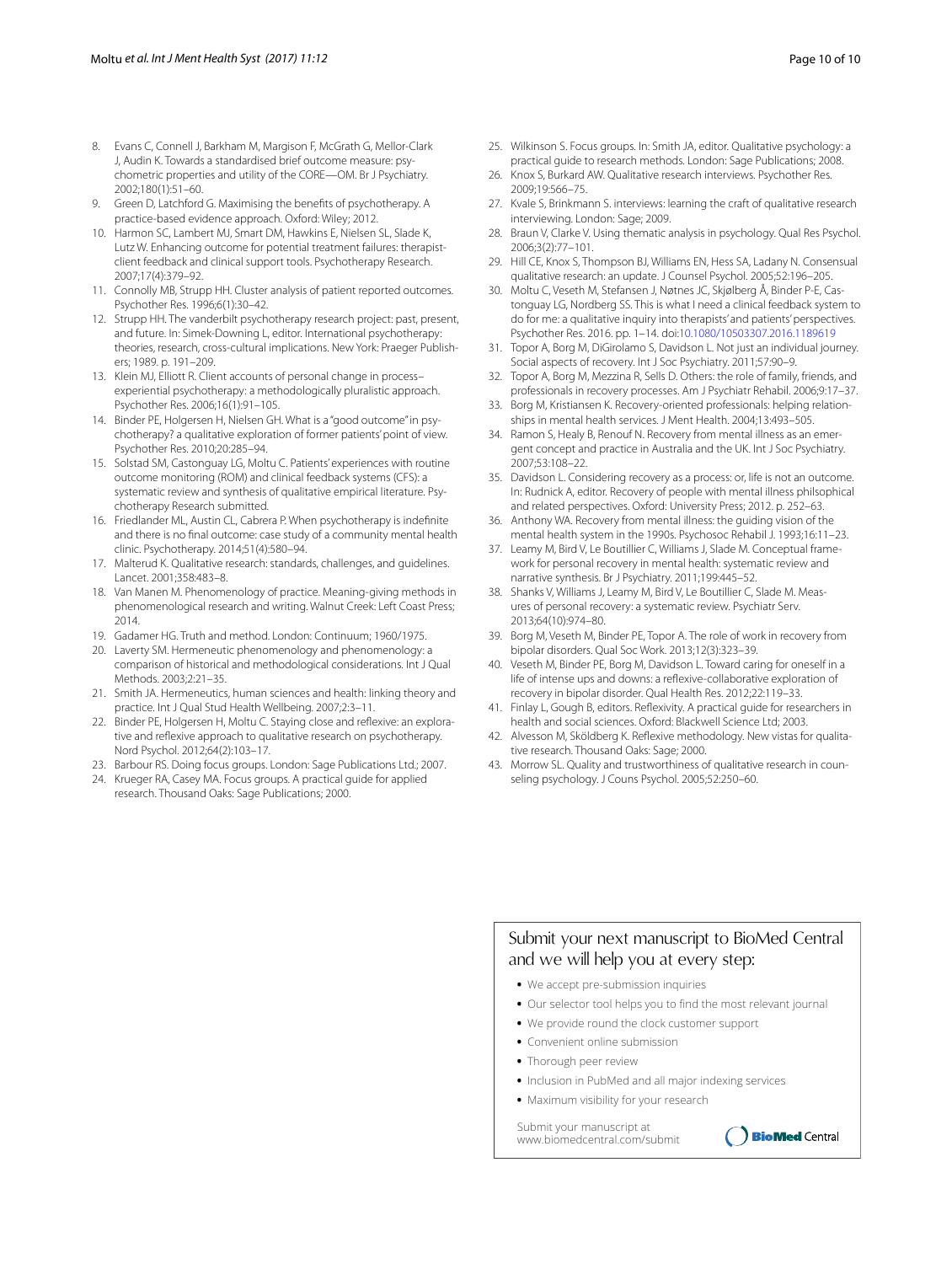8. Evans C, Connell J, Barkham M, Margison F, McGrath G, Mellor-Clark J, Audin K. Towards a standardised brief outcome measure: psychometric properties and utility of the CORE—OM. Br J Psychiatry. 2002;180(1):51–60.
9. Green D, Latchford G. Maximising the benefits of psychotherapy. A practice-based evidence approach. Oxford: Wiley; 2012.
10. Harmon SC, Lambert MJ, Smart DM, Hawkins E, Nielsen SL, Slade K, Lutz W. Enhancing outcome for potential treatment failures: therapist-client feedback and clinical support tools. Psychotherapy Research. 2007;17(4):379–92.
11. Connolly MB, Strupp HH. Cluster analysis of patient reported outcomes. Psychother Res. 1996;6(1):30–42.
12. Strupp HH. The vanderbilt psychotherapy research project: past, present, and future. In: Simek-Downing L, editor. International psychotherapy: theories, research, cross-cultural implications. New York: Praeger Publishers; 1989. p. 191–209.
13. Klein MJ, Elliott R. Client accounts of personal change in process–experiential psychotherapy: a methodologically pluralistic approach. Psychother Res. 2006;16(1):91–105.
14. Binder PE, Holgersen H, Nielsen GH. What is a "good outcome" in psychotherapy? a qualitative exploration of former patients' point of view. Psychother Res. 2010;20:285–94.
15. Solstad SM, Castonguay LG, Moltu C. Patients' experiences with routine outcome monitoring (ROM) and clinical feedback systems (CFS): a systematic review and synthesis of qualitative empirical literature. Psychotherapy Research submitted.
16. Friedlander ML, Austin CL, Cabrera P. When psychotherapy is indefinite and there is no final outcome: case study of a community mental health clinic. Psychotherapy. 2014;51(4):580–94.
17. Malterud K. Qualitative research: standards, challenges, and guidelines. Lancet. 2001;358:483–8.
18. Van Manen M. Phenomenology of practice. Meaning-giving methods in phenomenological research and writing. Walnut Creek: Left Coast Press; 2014.
19. Gadamer HG. Truth and method. London: Continuum; 1960/1975.
20. Laverty SM. Hermeneutic phenomenology and phenomenology: a comparison of historical and methodological considerations. Int J Qual Methods. 2003;2:21–35.
21. Smith JA. Hermeneutics, human sciences and health: linking theory and practice. Int J Qual Stud Health Wellbeing. 2007;2:3–11.
22. Binder PE, Holgersen H, Moltu C. Staying close and reflexive: an explorative and reflexive approach to qualitative research on psychotherapy. Nord Psychol. 2012;64(2):103–17.
23. Barbour RS. Doing focus groups. London: Sage Publications Ltd.; 2007.
24. Krueger RA, Casey MA. Focus groups. A practical guide for applied research. Thousand Oaks: Sage Publications; 2000.
25. Wilkinson S. Focus groups. In: Smith JA, editor. Qualitative psychology: a practical guide to research methods. London: Sage Publications; 2008.
26. Knox S, Burkard AW. Qualitative research interviews. Psychother Res. 2009;19:566–75.
27. Kvale S, Brinkmann S. interviews: learning the craft of qualitative research interviewing. London: Sage; 2009.
28. Braun V, Clarke V. Using thematic analysis in psychology. Qual Res Psychol. 2006;3(2):77–101.
29. Hill CE, Knox S, Thompson BJ, Williams EN, Hess SA, Ladany N. Consensual qualitative research: an update. J Counsel Psychol. 2005;52:196–205.
30. Moltu C, Veseth M, Stefansen J, Nøtnes JC, Skjølberg Å, Binder P-E, Castonguay LG, Nordberg SS. This is what I need a clinical feedback system to do for me: a qualitative inquiry into therapists' and patients' perspectives. Psychother Res. 2016. pp. 1–14. doi:10.1080/10503307.2016.1189619
31. Topor A, Borg M, DiGirolamo S, Davidson L. Not just an individual journey. Social aspects of recovery. Int J Soc Psychiatry. 2011;57:90–9.
32. Topor A, Borg M, Mezzina R, Sells D. Others: the role of family, friends, and professionals in recovery processes. Am J Psychiatr Rehabil. 2006;9:17–37.
33. Borg M, Kristiansen K. Recovery-oriented professionals: helping relationships in mental health services. J Ment Health. 2004;13:493–505.
34. Ramon S, Healy B, Renouf N. Recovery from mental illness as an emergent concept and practice in Australia and the UK. Int J Soc Psychiatry. 2007;53:108–22.
35. Davidson L. Considering recovery as a process: or, life is not an outcome. In: Rudnick A, editor. Recovery of people with mental illness philsophical and related perspectives. Oxford: University Press; 2012. p. 252–63.
36. Anthony WA. Recovery from mental illness: the guiding vision of the mental health system in the 1990s. Psychosoc Rehabil J. 1993;16:11–23.
37. Leamy M, Bird V, Le Boutillier C, Williams J, Slade M. Conceptual framework for personal recovery in mental health: systematic review and narrative synthesis. Br J Psychiatry. 2011;199:445–52.
38. Shanks V, Williams J, Leamy M, Bird V, Le Boutillier C, Slade M. Measures of personal recovery: a systematic review. Psychiatr Serv. 2013;64(10):974–80.
39. Borg M, Veseth M, Binder PE, Topor A. The role of work in recovery from bipolar disorders. Qual Soc Work. 2013;12(3):323–39.
40. Veseth M, Binder PE, Borg M, Davidson L. Toward caring for oneself in a life of intense ups and downs: a reflexive-collaborative exploration of recovery in bipolar disorder. Qual Health Res. 2012;22:119–33.
41. Finlay L, Gough B, editors. Reflexivity. A practical guide for researchers in health and social sciences. Oxford: Blackwell Science Ltd; 2003.
42. Alvesson M, Sköldberg K. Reflexive methodology. New vistas for qualitative research. Thousand Oaks: Sage; 2000.
43. Morrow SL. Quality and trustworthiness of qualitative research in counseling psychology. J Couns Psychol. 2005;52:250–60.

Submit your next manuscript to BioMed Central and we will help you at every step:

- We accept pre-submission inquiries
- Our selector tool helps you to find the most relevant journal
- We provide round the clock customer support
- Convenient online submission
- Thorough peer review
- Inclusion in PubMed and all major indexing services
- Maximum visibility for your research

Submit your manuscript at www.biomedcentral.com/submit

BioMed Central